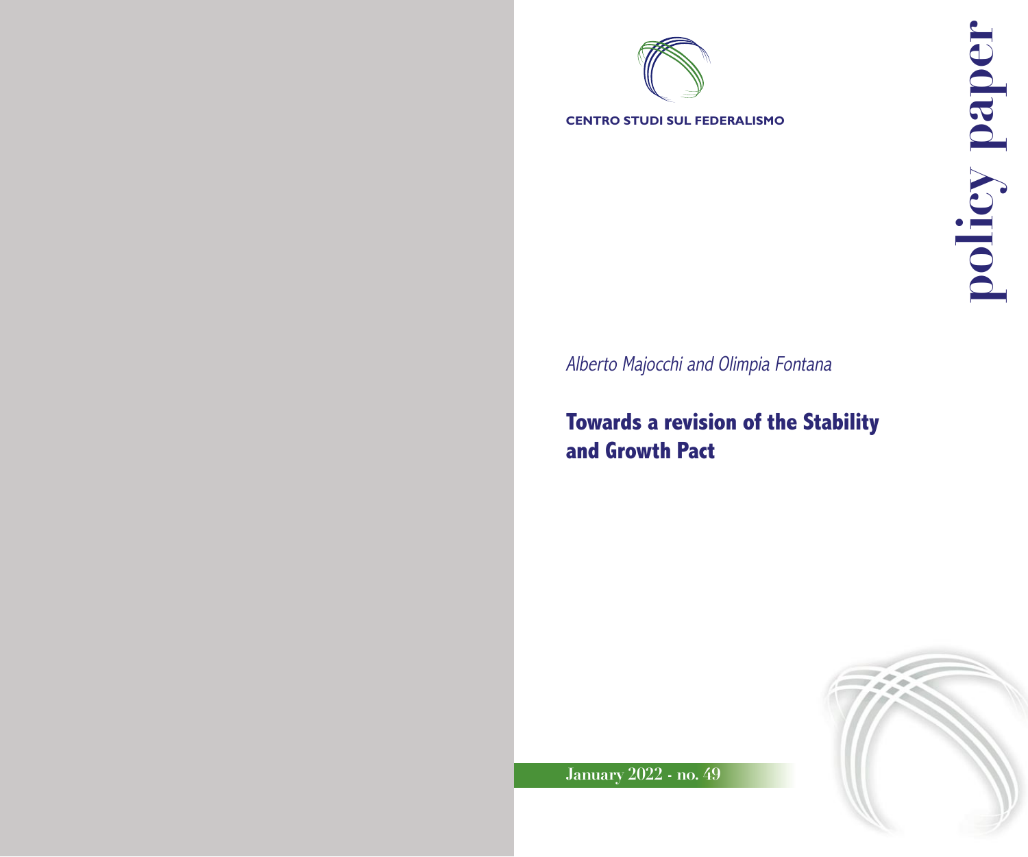CENTRO STUDI SUL FEDERALISMO

policy paper

*Alberto Majocchi and Olimpia Fontana*

# Towards a revision of the Stability and Growth Pact

January 2022 - no. 49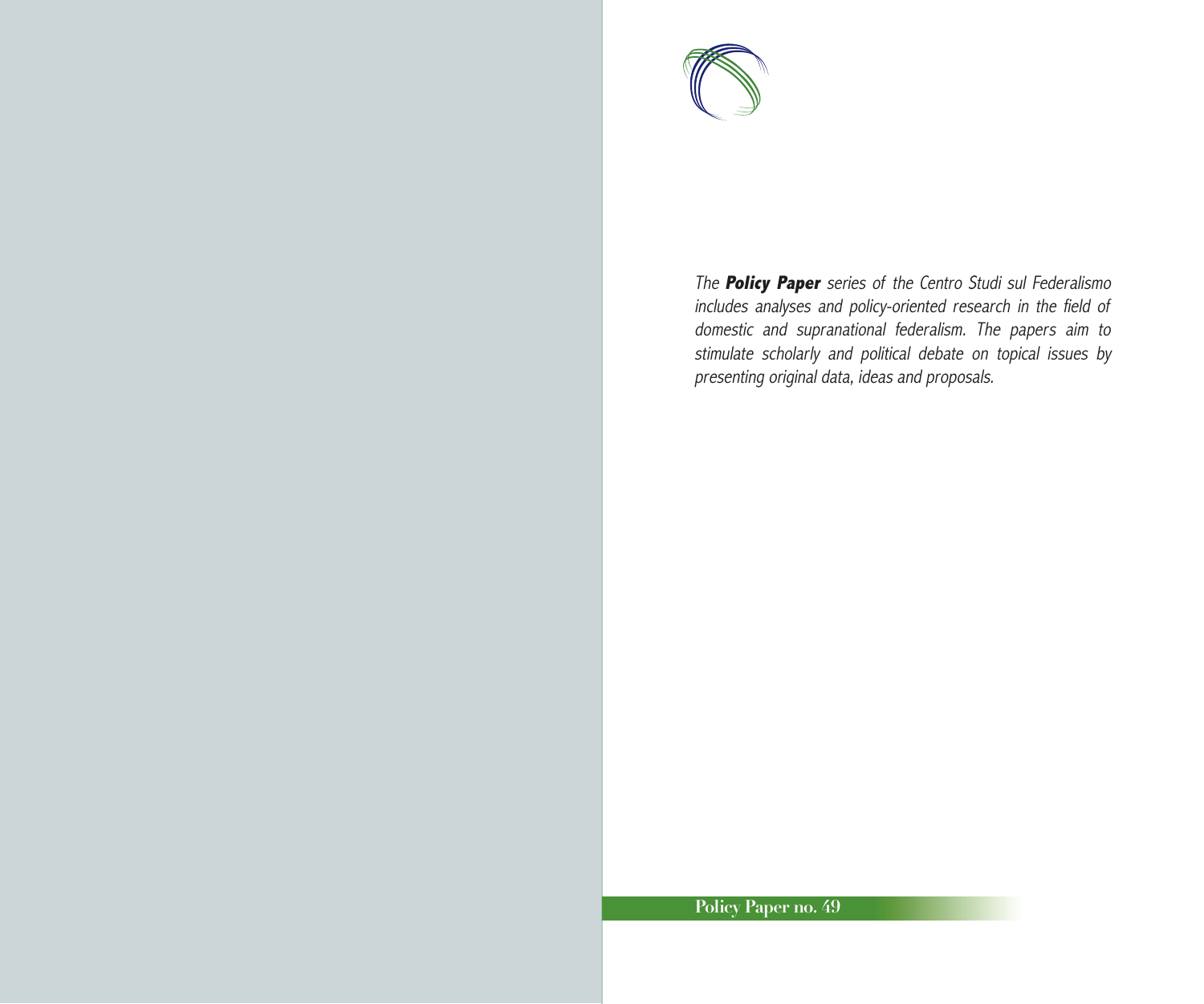*The **Policy Paper** series of the Centro Studi sul Federalismo includes analyses and policy-oriented research in the field of domestic and supranational federalism. The papers aim to stimulate scholarly and political debate on topical issues by presenting original data, ideas and proposals.*

**Policy Paper no. 49**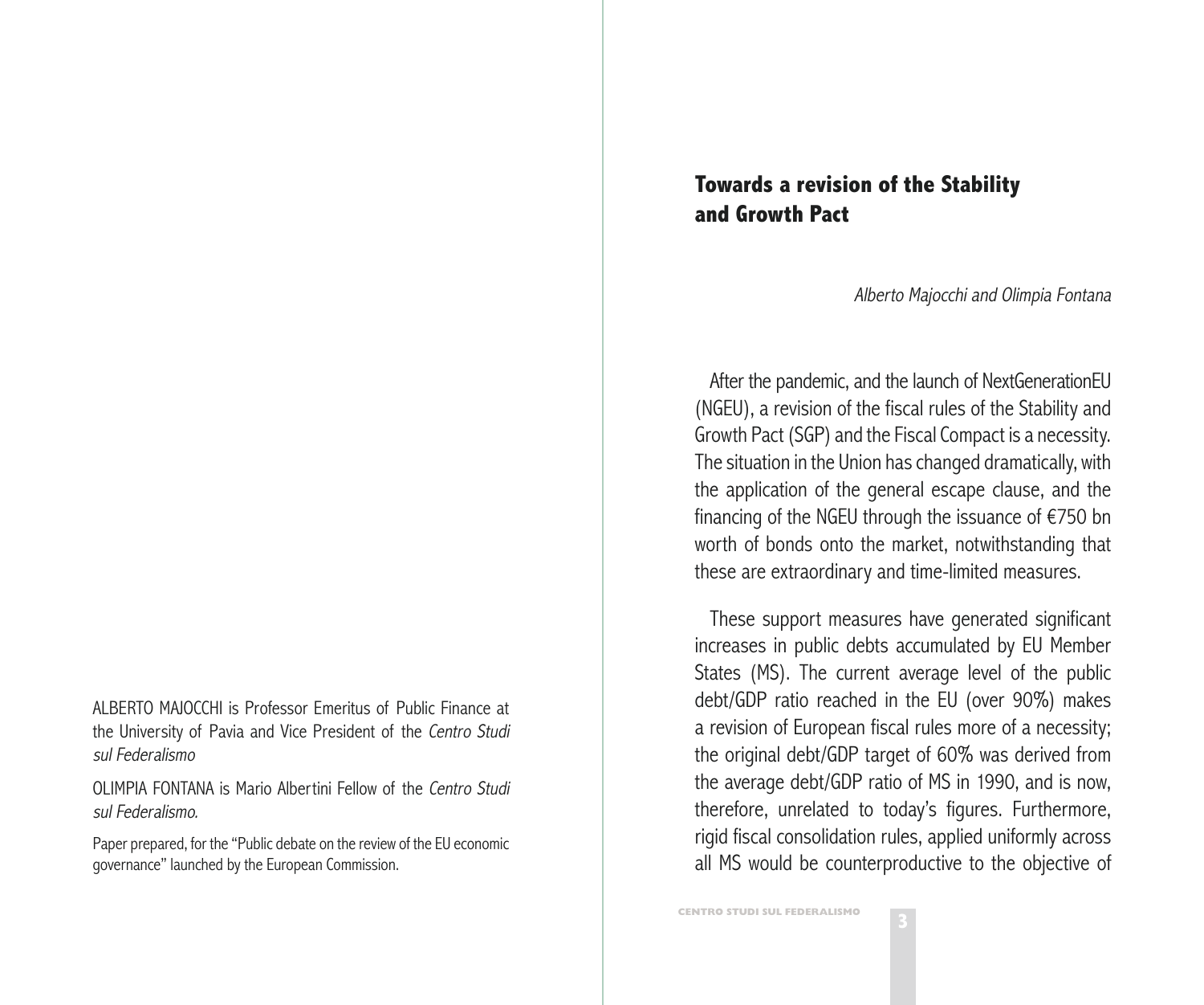ALBERTO MAJOCCHI is Professor Emeritus of Public Finance at the University of Pavia and Vice President of the *Centro Studi sul Federalismo*

OLIMPIA FONTANA is Mario Albertini Fellow of the *Centro Studi sul Federalismo.*

Paper prepared, for the "Public debate on the review of the EU economic governance" launched by the European Commission.

# Towards a revision of the Stability and Growth Pact

*Alberto Majocchi and Olimpia Fontana*

After the pandemic, and the launch of NextGenerationEU (NGEU), a revision of the fiscal rules of the Stability and Growth Pact (SGP) and the Fiscal Compact is a necessity. The situation in the Union has changed dramatically, with the application of the general escape clause, and the financing of the NGEU through the issuance of €750 bn worth of bonds onto the market, notwithstanding that these are extraordinary and time-limited measures.

These support measures have generated significant increases in public debts accumulated by EU Member States (MS). The current average level of the public debt/GDP ratio reached in the EU (over 90%) makes a revision of European fiscal rules more of a necessity; the original debt/GDP target of 60% was derived from the average debt/GDP ratio of MS in 1990, and is now, therefore, unrelated to today's figures. Furthermore, rigid fiscal consolidation rules, applied uniformly across all MS would be counterproductive to the objective of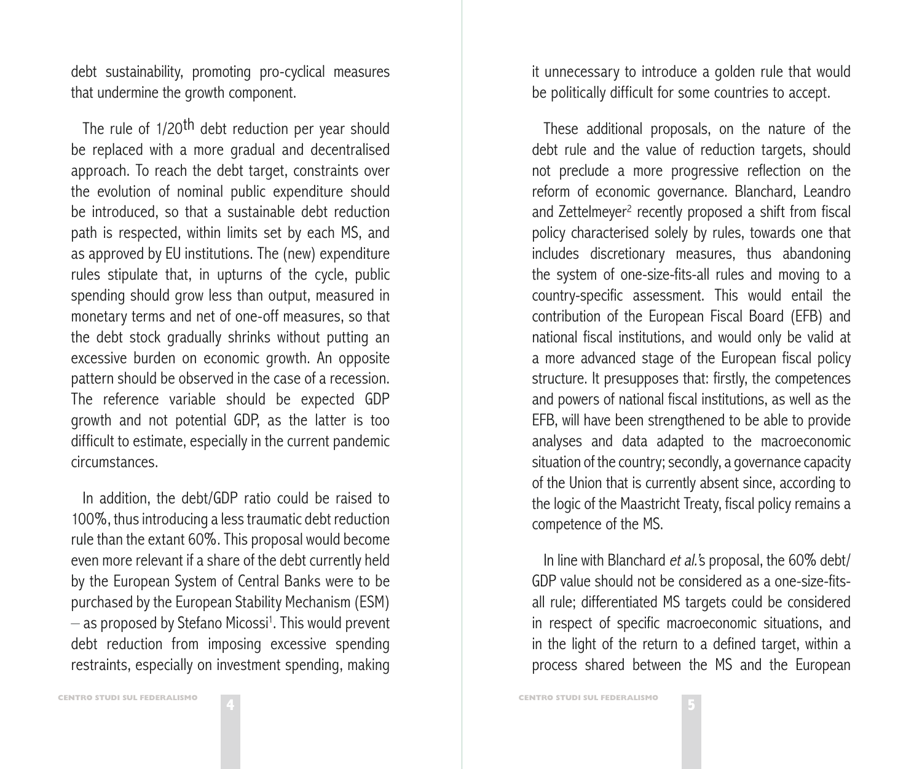debt sustainability, promoting pro-cyclical measures that undermine the growth component.

The rule of 1/20th debt reduction per year should be replaced with a more gradual and decentralised approach. To reach the debt target, constraints over the evolution of nominal public expenditure should be introduced, so that a sustainable debt reduction path is respected, within limits set by each MS, and as approved by EU institutions. The (new) expenditure rules stipulate that, in upturns of the cycle, public spending should grow less than output, measured in monetary terms and net of one-off measures, so that the debt stock gradually shrinks without putting an excessive burden on economic growth. An opposite pattern should be observed in the case of a recession. The reference variable should be expected GDP growth and not potential GDP, as the latter is too difficult to estimate, especially in the current pandemic circumstances.

In addition, the debt/GDP ratio could be raised to 100%, thus introducing a less traumatic debt reduction rule than the extant 60%. This proposal would become even more relevant if a share of the debt currently held by the European System of Central Banks were to be purchased by the European Stability Mechanism (ESM) – as proposed by Stefano Micossi[1]. This would prevent debt reduction from imposing excessive spending restraints, especially on investment spending, making it unnecessary to introduce a golden rule that would be politically difficult for some countries to accept.

These additional proposals, on the nature of the debt rule and the value of reduction targets, should not preclude a more progressive reflection on the reform of economic governance. Blanchard, Leandro and Zettelmeyer[2] recently proposed a shift from fiscal policy characterised solely by rules, towards one that includes discretionary measures, thus abandoning the system of one-size-fits-all rules and moving to a country-specific assessment. This would entail the contribution of the European Fiscal Board (EFB) and national fiscal institutions, and would only be valid at a more advanced stage of the European fiscal policy structure. It presupposes that: firstly, the competences and powers of national fiscal institutions, as well as the EFB, will have been strengthened to be able to provide analyses and data adapted to the macroeconomic situation of the country; secondly, a governance capacity of the Union that is currently absent since, according to the logic of the Maastricht Treaty, fiscal policy remains a competence of the MS.

In line with Blanchard *et al.*'s proposal, the 60% debt/GDP value should not be considered as a one-size-fits-all rule; differentiated MS targets could be considered in respect of specific macroeconomic situations, and in the light of the return to a defined target, within a process shared between the MS and the European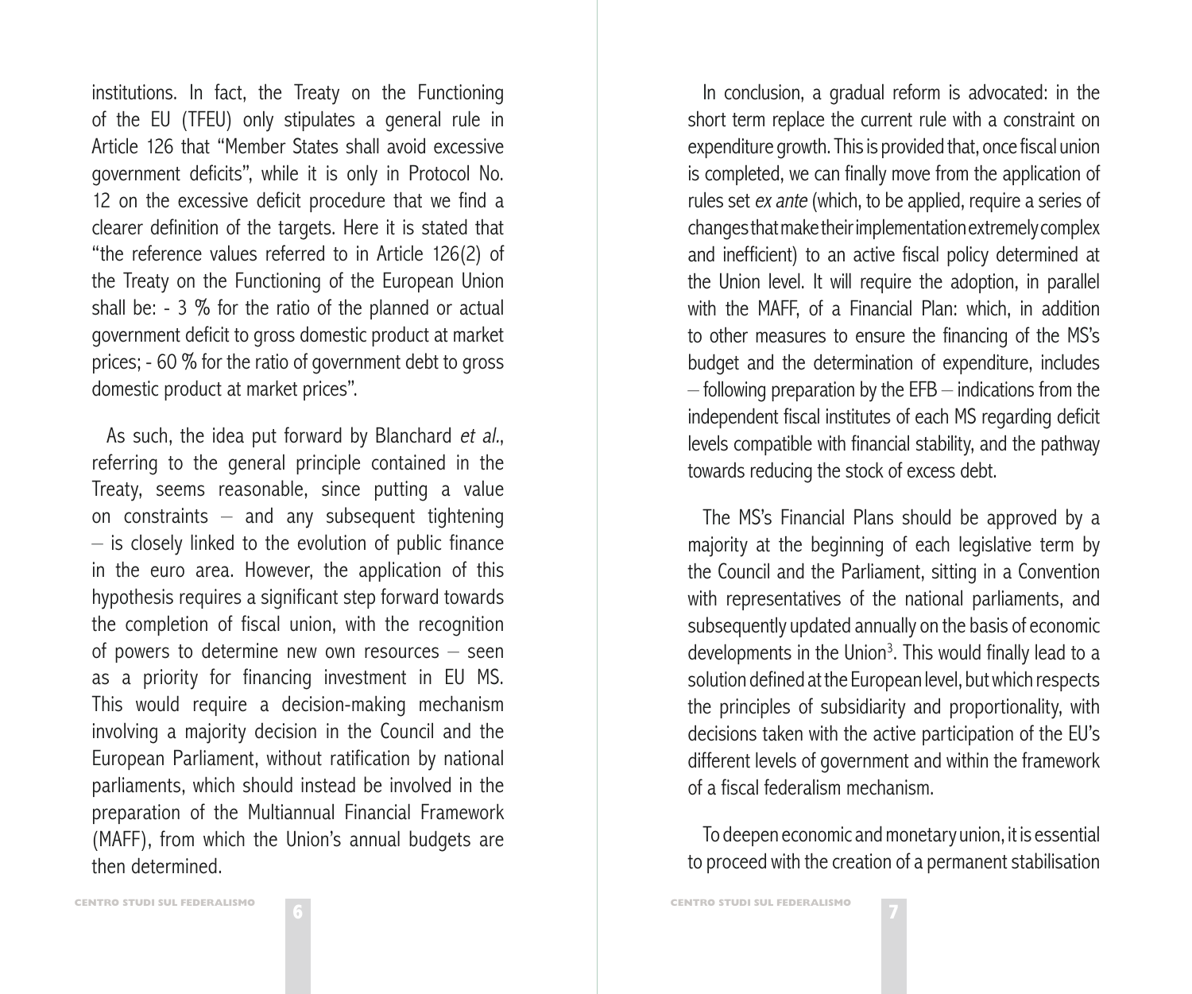institutions. In fact, the Treaty on the Functioning of the EU (TFEU) only stipulates a general rule in Article 126 that "Member States shall avoid excessive government deficits", while it is only in Protocol No. 12 on the excessive deficit procedure that we find a clearer definition of the targets. Here it is stated that "the reference values referred to in Article 126(2) of the Treaty on the Functioning of the European Union shall be: - 3 % for the ratio of the planned or actual government deficit to gross domestic product at market prices; - 60 % for the ratio of government debt to gross domestic product at market prices".

As such, the idea put forward by Blanchard *et al.*, referring to the general principle contained in the Treaty, seems reasonable, since putting a value on constraints – and any subsequent tightening – is closely linked to the evolution of public finance in the euro area. However, the application of this hypothesis requires a significant step forward towards the completion of fiscal union, with the recognition of powers to determine new own resources – seen as a priority for financing investment in EU MS. This would require a decision-making mechanism involving a majority decision in the Council and the European Parliament, without ratification by national parliaments, which should instead be involved in the preparation of the Multiannual Financial Framework (MAFF), from which the Union's annual budgets are then determined.

In conclusion, a gradual reform is advocated: in the short term replace the current rule with a constraint on expenditure growth. This is provided that, once fiscal union is completed, we can finally move from the application of rules set *ex ante* (which, to be applied, require a series of changes that make their implementation extremely complex and inefficient) to an active fiscal policy determined at the Union level. It will require the adoption, in parallel with the MAFF, of a Financial Plan: which, in addition to other measures to ensure the financing of the MS's budget and the determination of expenditure, includes – following preparation by the EFB – indications from the independent fiscal institutes of each MS regarding deficit levels compatible with financial stability, and the pathway towards reducing the stock of excess debt.

The MS's Financial Plans should be approved by a majority at the beginning of each legislative term by the Council and the Parliament, sitting in a Convention with representatives of the national parliaments, and subsequently updated annually on the basis of economic developments in the Union[3]. This would finally lead to a solution defined at the European level, but which respects the principles of subsidiarity and proportionality, with decisions taken with the active participation of the EU's different levels of government and within the framework of a fiscal federalism mechanism.

To deepen economic and monetary union, it is essential to proceed with the creation of a permanent stabilisation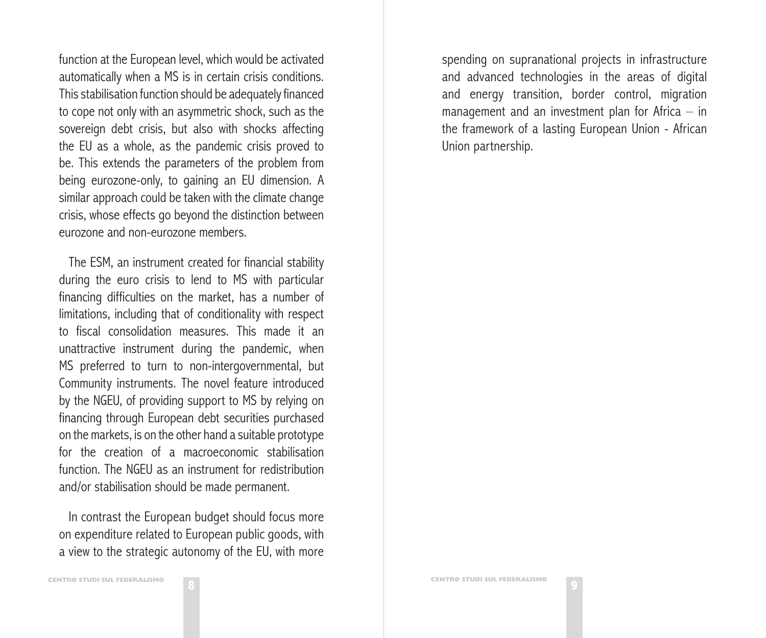function at the European level, which would be activated automatically when a MS is in certain crisis conditions. This stabilisation function should be adequately financed to cope not only with an asymmetric shock, such as the sovereign debt crisis, but also with shocks affecting the EU as a whole, as the pandemic crisis proved to be. This extends the parameters of the problem from being eurozone-only, to gaining an EU dimension. A similar approach could be taken with the climate change crisis, whose effects go beyond the distinction between eurozone and non-eurozone members.

The ESM, an instrument created for financial stability during the euro crisis to lend to MS with particular financing difficulties on the market, has a number of limitations, including that of conditionality with respect to fiscal consolidation measures. This made it an unattractive instrument during the pandemic, when MS preferred to turn to non-intergovernmental, but Community instruments. The novel feature introduced by the NGEU, of providing support to MS by relying on financing through European debt securities purchased on the markets, is on the other hand a suitable prototype for the creation of a macroeconomic stabilisation function. The NGEU as an instrument for redistribution and/or stabilisation should be made permanent.

In contrast the European budget should focus more on expenditure related to European public goods, with a view to the strategic autonomy of the EU, with more spending on supranational projects in infrastructure and advanced technologies in the areas of digital and energy transition, border control, migration management and an investment plan for Africa – in the framework of a lasting European Union - African Union partnership.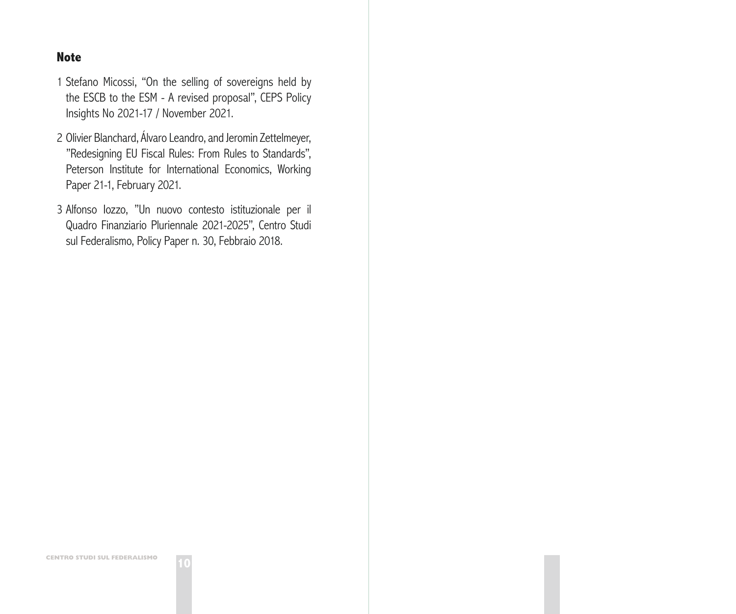## Note

1 Stefano Micossi, "On the selling of sovereigns held by the ESCB to the ESM - A revised proposal", CEPS Policy Insights No 2021-17 / November 2021.

2 Olivier Blanchard, Álvaro Leandro, and Jeromin Zettelmeyer, "Redesigning EU Fiscal Rules: From Rules to Standards", Peterson Institute for International Economics, Working Paper 21-1, February 2021.

3 Alfonso Iozzo, "Un nuovo contesto istituzionale per il Quadro Finanziario Pluriennale 2021-2025", Centro Studi sul Federalismo, Policy Paper n. 30, Febbraio 2018.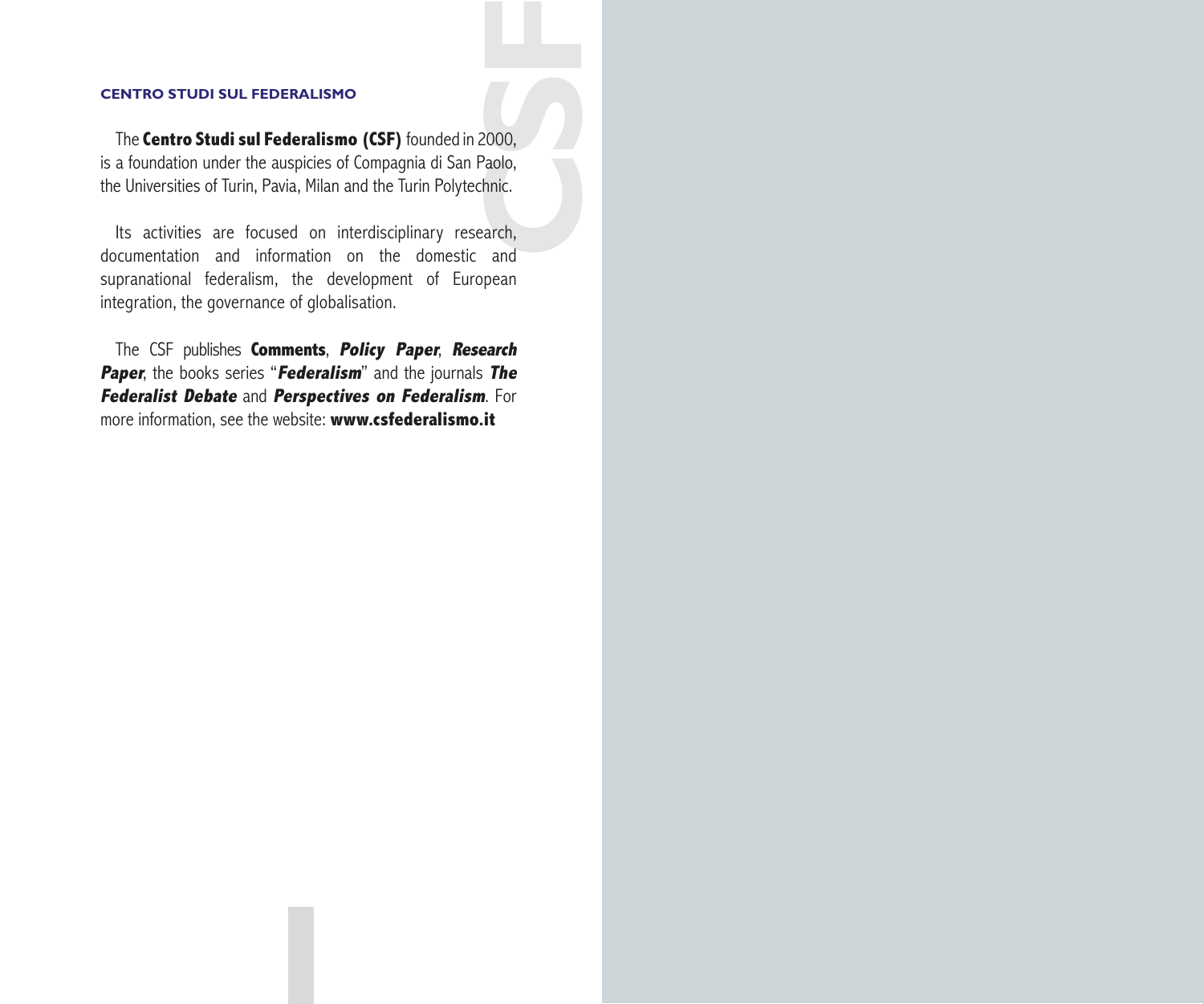## CENTRO STUDI SUL FEDERALISMO

The **Centro Studi sul Federalismo (CSF)** founded in 2000, is a foundation under the auspices of Compagnia di San Paolo, the Universities of Turin, Pavia, Milan and the Turin Polytechnic.

Its activities are focused on interdisciplinary research, documentation and information on the domestic and supranational federalism, the development of European integration, the governance of globalisation.

The CSF publishes **Comments**, ***Policy Paper***, ***Research Paper***, the books series "***Federalism***" and the journals ***The Federalist Debate*** and ***Perspectives on Federalism***. For more information, see the website: **www.csfederalismo.it**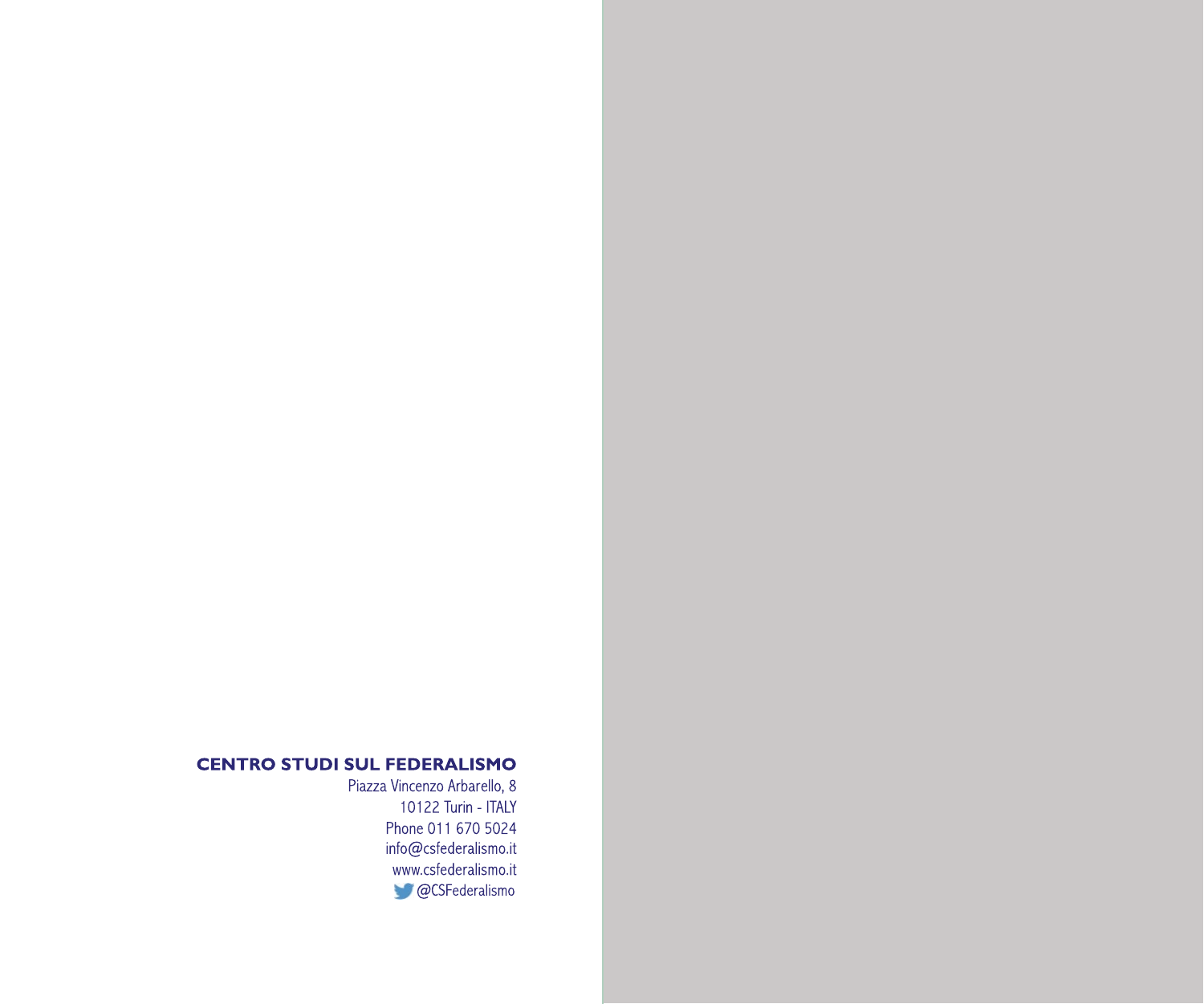**CENTRO STUDI SUL FEDERALISMO**

Piazza Vincenzo Arbarello, 8
10122 Turin - ITALY
Phone 011 670 5024
info@csfederalismo.it
www.csfederalismo.it
@CSFederalismo